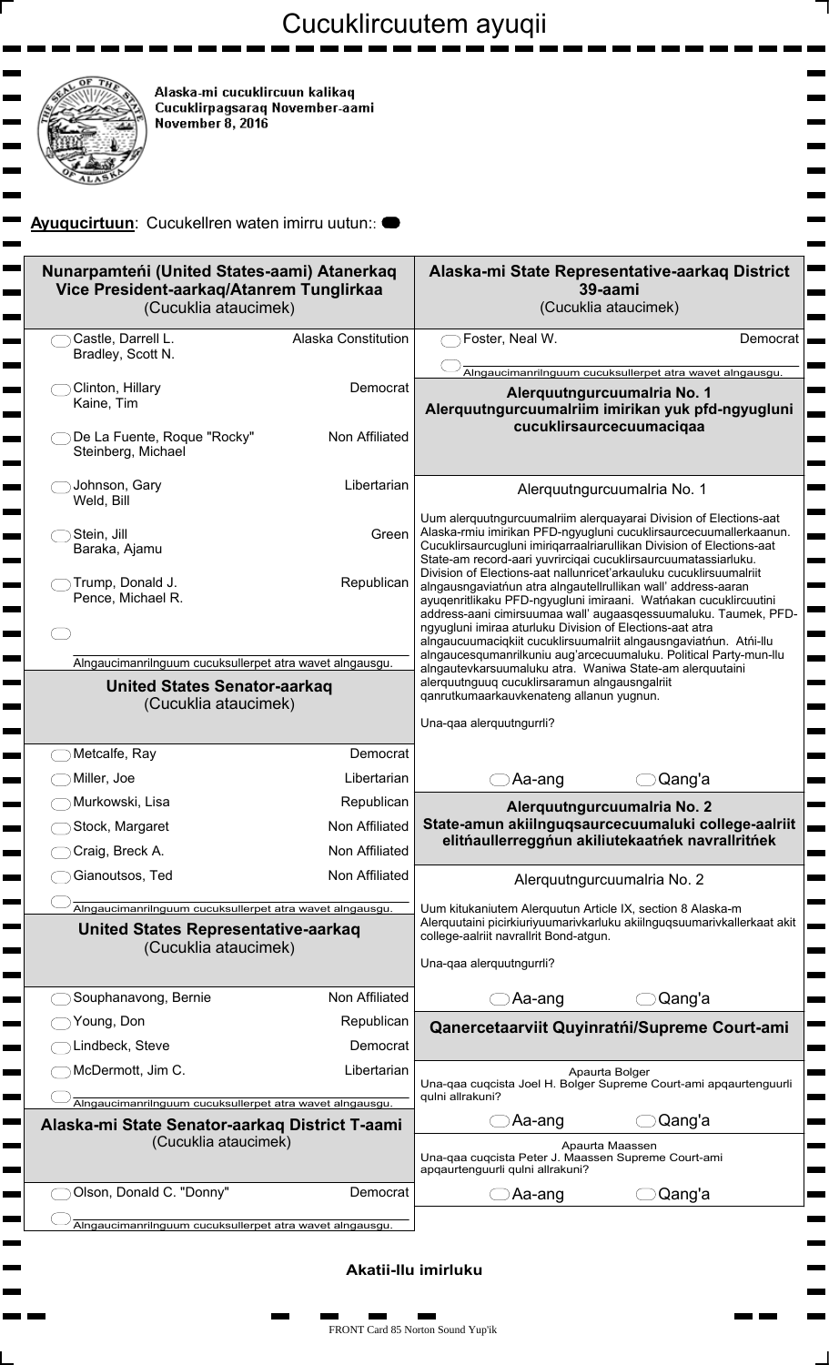# Cucuklircuutem ayuqii

**Alaska-mi cucuklircuun kalikaq**
**Cucuklirpagsaraq November-aami**
**November 8, 2016**

**Ayuqucirtuun**: Cucukellren waten imirru uutun:: ⬬

## Nunarpamteńi (United States-aami) Atanerkaq Vice President-aarkaq/Atanrem Tunglirkaa
(Cucuklia ataucimek)

- ⬭ Castle, Darrell L. / Bradley, Scott N. — Alaska Constitution
- ⬭ Clinton, Hillary / Kaine, Tim — Democrat
- ⬭ De La Fuente, Roque "Rocky" / Steinberg, Michael — Non Affiliated
- ⬭ Johnson, Gary / Weld, Bill — Libertarian
- ⬭ Stein, Jill / Baraka, Ajamu — Green
- ⬭ Trump, Donald J. / Pence, Michael R. — Republican
- ⬭ ______ Alngaucimanrilnguum cucuksullerpet atra wavet alngausgu.

## United States Senator-aarkaq
(Cucuklia ataucimek)

- ⬭ Metcalfe, Ray — Democrat
- ⬭ Miller, Joe — Libertarian
- ⬭ Murkowski, Lisa — Republican
- ⬭ Stock, Margaret — Non Affiliated
- ⬭ Craig, Breck A. — Non Affiliated
- ⬭ Gianoutsos, Ted — Non Affiliated
- ⬭ ______ Alngaucimanrilnguum cucuksullerpet atra wavet alngausgu.

## United States Representative-aarkaq
(Cucuklia ataucimek)

- ⬭ Souphanavong, Bernie — Non Affiliated
- ⬭ Young, Don — Republican
- ⬭ Lindbeck, Steve — Democrat
- ⬭ McDermott, Jim C. — Libertarian
- ⬭ ______ Alngaucimanrilnguum cucuksullerpet atra wavet alngausgu.

## Alaska-mi State Senator-aarkaq District T-aami
(Cucuklia ataucimek)

- ⬭ Olson, Donald C. "Donny" — Democrat
- ⬭ ______ Alngaucimanrilnguum cucuksullerpet atra wavet alngausgu.

## Alaska-mi State Representative-aarkaq District 39-aami
(Cucuklia ataucimek)

- ⬭ Foster, Neal W. — Democrat
- ⬭ ______ Alngaucimanrilnguum cucuksullerpet atra wavet alngausgu.

## Alerquutngurcuumalria No. 1
### Alerquutngurcuumalriim imirikan yuk pfd-ngyugluni cucuklirsaurcecuumaciqaa

Alerquutngurcuumalria No. 1

Uum alerquutngurcuumalriim alerquayarai Division of Elections-aat Alaska-rmiu imirikan PFD-ngyugluni cucuklirsaurcecuumallerkaanun. Cucuklirsaurcugluni imiriqarraalriarullikan Division of Elections-aat State-am record-aari yuvrirciqai cucuklirsaurcuumatassiarluku. Division of Elections-aat nallunricet'arkauluku cucuklirsuumalriit alngausngaviatńun atra alngautellrullikan wall' address-aaran ayuqenritlikaku PFD-ngyugluni imiraani. Watńakan cucuklircuutini address-aani cimirsuumaa wall' augaasqessuumaluku. Taumek, PFD-ngyugluni imiraa aturluku Division of Elections-aat atra alngaucuumaciqkiit cucuklirsuumalriit alngausngaviatńun. Atńi-llu alngaucesqumanrilkuniu aug'arcecuumaluku. Political Party-mun-llu alngautevkarsuumaluku atra. Waniwa State-am alerquutaini alerquutnguuq cucuklirsaramun alngausngalriit qanrutkumaarkauvkenateng allanun yugnun.

Una-qaa alerquutngurrli?

⬭ Aa-ang ⬭ Qang'a

## Alerquutngurcuumalria No. 2
### State-amun akiilnguqsaurcecuumaluki college-aalriit elitńaullerreggńun akiliutekaatńek navrallritńek

Alerquutngurcuumalria No. 2

Uum kitukaniutem Alerquutun Article IX, section 8 Alaska-m Alerquutaini picirkiuriyuumarivkarluku akiilnguqsuumarivkallerkaat akit college-aalriit navrallrit Bond-atgun.

Una-qaa alerquutngurrli?

⬭ Aa-ang ⬭ Qang'a

## Qanercetaarviit Quyinratńi/Supreme Court-ami

Apaurta Bolger

Una-qaa cuqcista Joel H. Bolger Supreme Court-ami apqaurtenguurli qulni allrakuni?

⬭ Aa-ang ⬭ Qang'a

Apaurta Maassen

Una-qaa cuqcista Peter J. Maassen Supreme Court-ami apqaurtenguurli qulni allrakuni?

⬭ Aa-ang ⬭ Qang'a

**Akatii-llu imirluku**

FRONT Card 85 Norton Sound Yup'ik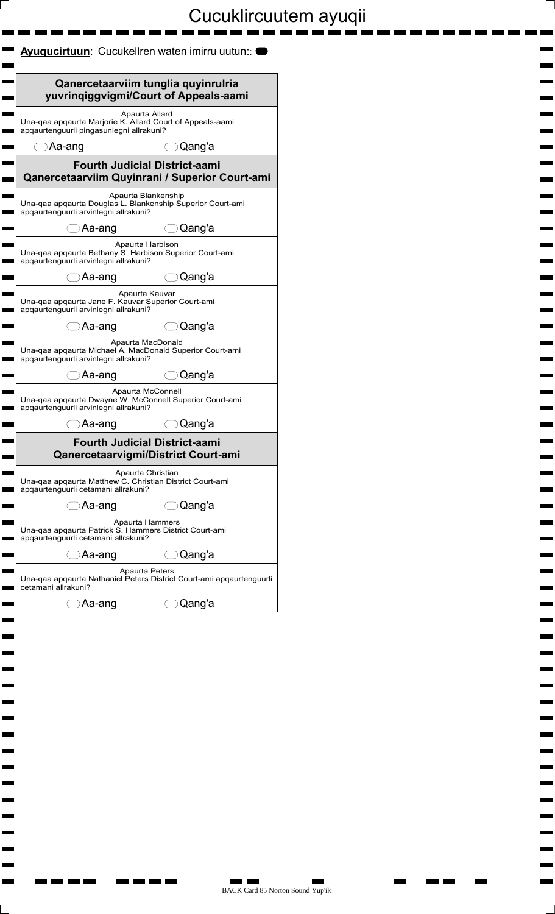# Cucuklircuutem ayuqii

**Ayuqucirtuun**: Cucukellren waten imirru uutun:: ⬬

## Qanercetaarviim tunglia quyinrulria yuvrinqiggvigmi/Court of Appeals-aami

Apaurta Allard
Una-qaa apqaurta Marjorie K. Allard Court of Appeals-aami apqaurtenguurli pingasunlegni allrakuni?

⬭ Aa-ang ⬭ Qang'a

## Fourth Judicial District-aami Qanercetaarviim Quyinrani / Superior Court-ami

Apaurta Blankenship
Una-qaa apqaurta Douglas L. Blankenship Superior Court-ami apqaurtenguurli arvinlegni allrakuni?

⬭ Aa-ang ⬭ Qang'a

Apaurta Harbison
Una-qaa apqaurta Bethany S. Harbison Superior Court-ami apqaurtenguurli arvinlegni allrakuni?

⬭ Aa-ang ⬭ Qang'a

Apaurta Kauvar
Una-qaa apqaurta Jane F. Kauvar Superior Court-ami apqaurtenguurli arvinlegni allrakuni?

⬭ Aa-ang ⬭ Qang'a

Apaurta MacDonald
Una-qaa apqaurta Michael A. MacDonald Superior Court-ami apqaurtenguurli arvinlegni allrakuni?

⬭ Aa-ang ⬭ Qang'a

Apaurta McConnell
Una-qaa apqaurta Dwayne W. McConnell Superior Court-ami apqaurtenguurli arvinlegni allrakuni?

⬭ Aa-ang ⬭ Qang'a

## Fourth Judicial District-aami Qanercetaarvigmi/District Court-ami

Apaurta Christian
Una-qaa apqaurta Matthew C. Christian District Court-ami apqaurtenguurli cetamani allrakuni?

⬭ Aa-ang ⬭ Qang'a

Apaurta Hammers
Una-qaa apqaurta Patrick S. Hammers District Court-ami apqaurtenguurli cetamani allrakuni?

⬭ Aa-ang ⬭ Qang'a

Apaurta Peters
Una-qaa apqaurta Nathaniel Peters District Court-ami apqaurtenguurli cetamani allrakuni?

⬭ Aa-ang ⬭ Qang'a

BACK Card 85 Norton Sound Yup'ik